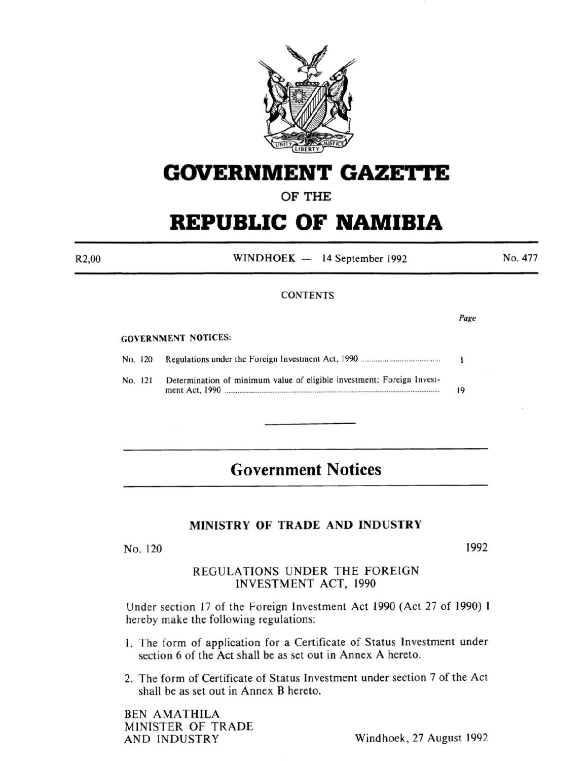# GOVERNMENT GAZETTE

## OF THE

# REPUBLIC OF NAMIBIA

R2,00 WINDHOEK — 14 September 1992 No. 477

CONTENTS

| | | Page |
|---|---|---|
| GOVERNMENT NOTICES: | | |
| No. 120 | Regulations under the Foreign Investment Act, 1990 | 1 |
| No. 121 | Determination of minimum value of eligible investment: Foreign Investment Act, 1990 | 19 |

---

# Government Notices

## MINISTRY OF TRADE AND INDUSTRY

No. 120 1992

### REGULATIONS UNDER THE FOREIGN INVESTMENT ACT, 1990

Under section 17 of the Foreign Investment Act 1990 (Act 27 of 1990) I hereby make the following regulations:

1. The form of application for a Certificate of Status Investment under section 6 of the Act shall be as set out in Annex A hereto.

2. The form of Certificate of Status Investment under section 7 of the Act shall be as set out in Annex B hereto.

BEN AMATHILA
MINISTER OF TRADE
AND INDUSTRY

Windhoek, 27 August 1992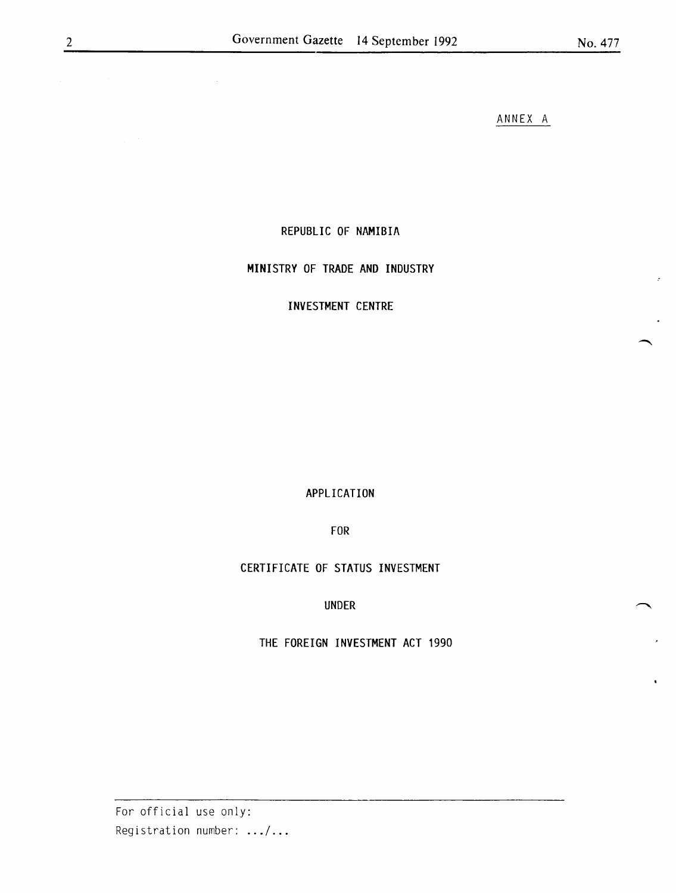ANNEX A

REPUBLIC OF NAMIBIA

MINISTRY OF TRADE AND INDUSTRY

INVESTMENT CENTRE

APPLICATION

FOR

CERTIFICATE OF STATUS INVESTMENT

UNDER

THE FOREIGN INVESTMENT ACT 1990

---

For official use only:

Registration number: .../...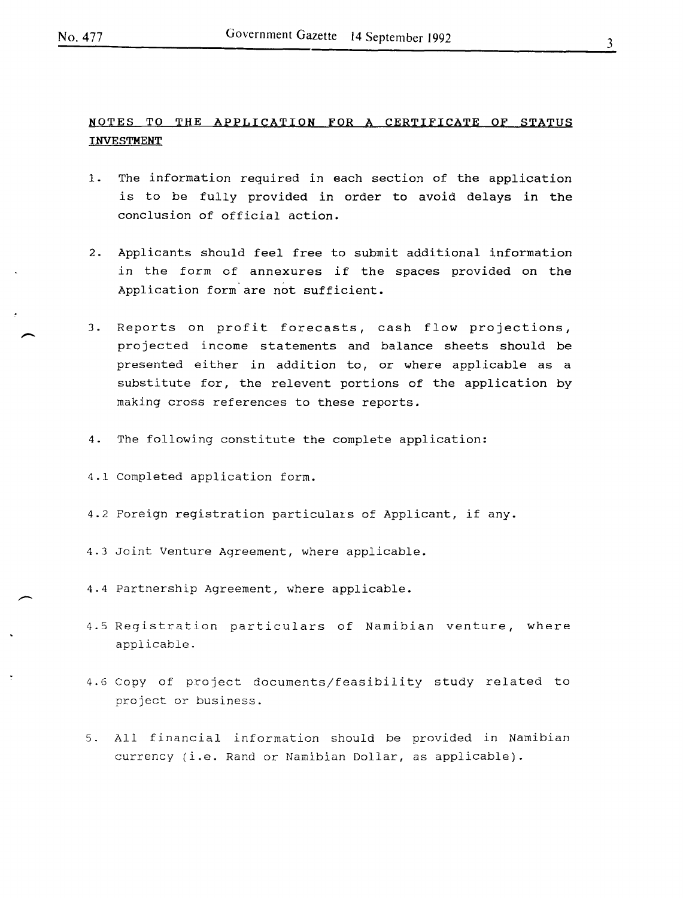## NOTES TO THE APPLICATION FOR A CERTIFICATE OF STATUS INVESTMENT

1. The information required in each section of the application is to be fully provided in order to avoid delays in the conclusion of official action.

2. Applicants should feel free to submit additional information in the form of annexures if the spaces provided on the Application form are not sufficient.

3. Reports on profit forecasts, cash flow projections, projected income statements and balance sheets should be presented either in addition to, or where applicable as a substitute for, the relevent portions of the application by making cross references to these reports.

4. The following constitute the complete application:

4.1 Completed application form.

4.2 Foreign registration particulars of Applicant, if any.

4.3 Joint Venture Agreement, where applicable.

4.4 Partnership Agreement, where applicable.

4.5 Registration particulars of Namibian venture, where applicable.

4.6 Copy of project documents/feasibility study related to project or business.

5. All financial information should be provided in Namibian currency (i.e. Rand or Namibian Dollar, as applicable).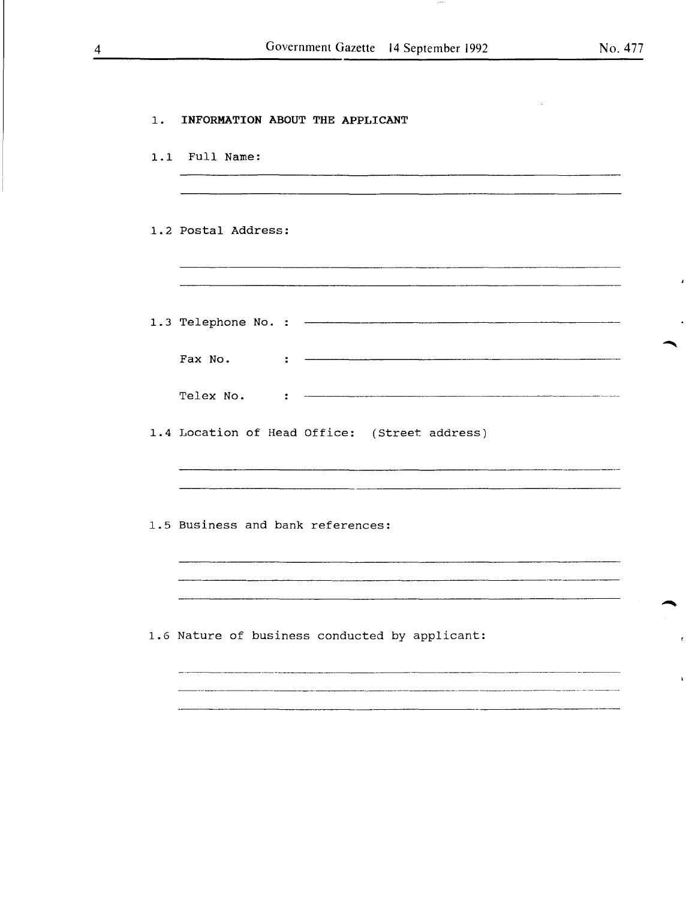## 1. INFORMATION ABOUT THE APPLICANT

1.1 Full Name:

\_\_\_\_\_\_\_\_\_\_\_\_\_\_\_\_\_\_\_\_\_\_\_\_\_\_\_\_\_\_\_\_\_\_\_\_\_\_\_\_\_\_\_\_\_\_\_\_\_\_

\_\_\_\_\_\_\_\_\_\_\_\_\_\_\_\_\_\_\_\_\_\_\_\_\_\_\_\_\_\_\_\_\_\_\_\_\_\_\_\_\_\_\_\_\_\_\_\_\_\_

1.2 Postal Address:

\_\_\_\_\_\_\_\_\_\_\_\_\_\_\_\_\_\_\_\_\_\_\_\_\_\_\_\_\_\_\_\_\_\_\_\_\_\_\_\_\_\_\_\_\_\_\_\_\_\_

\_\_\_\_\_\_\_\_\_\_\_\_\_\_\_\_\_\_\_\_\_\_\_\_\_\_\_\_\_\_\_\_\_\_\_\_\_\_\_\_\_\_\_\_\_\_\_\_\_\_

1.3 Telephone No. : \_\_\_\_\_\_\_\_\_\_\_\_\_\_\_\_\_\_\_\_\_\_\_\_\_\_\_\_\_\_\_\_\_\_\_\_

Fax No. : \_\_\_\_\_\_\_\_\_\_\_\_\_\_\_\_\_\_\_\_\_\_\_\_\_\_\_\_\_\_\_\_\_\_\_\_

Telex No. : \_\_\_\_\_\_\_\_\_\_\_\_\_\_\_\_\_\_\_\_\_\_\_\_\_\_\_\_\_\_\_\_\_\_\_\_

1.4 Location of Head Office: (Street address)

\_\_\_\_\_\_\_\_\_\_\_\_\_\_\_\_\_\_\_\_\_\_\_\_\_\_\_\_\_\_\_\_\_\_\_\_\_\_\_\_\_\_\_\_\_\_\_\_\_\_

\_\_\_\_\_\_\_\_\_\_\_\_\_\_\_\_\_\_\_\_\_\_\_\_\_\_\_\_\_\_\_\_\_\_\_\_\_\_\_\_\_\_\_\_\_\_\_\_\_\_

1.5 Business and bank references:

\_\_\_\_\_\_\_\_\_\_\_\_\_\_\_\_\_\_\_\_\_\_\_\_\_\_\_\_\_\_\_\_\_\_\_\_\_\_\_\_\_\_\_\_\_\_\_\_\_\_

\_\_\_\_\_\_\_\_\_\_\_\_\_\_\_\_\_\_\_\_\_\_\_\_\_\_\_\_\_\_\_\_\_\_\_\_\_\_\_\_\_\_\_\_\_\_\_\_\_\_

\_\_\_\_\_\_\_\_\_\_\_\_\_\_\_\_\_\_\_\_\_\_\_\_\_\_\_\_\_\_\_\_\_\_\_\_\_\_\_\_\_\_\_\_\_\_\_\_\_\_

1.6 Nature of business conducted by applicant:

\_\_\_\_\_\_\_\_\_\_\_\_\_\_\_\_\_\_\_\_\_\_\_\_\_\_\_\_\_\_\_\_\_\_\_\_\_\_\_\_\_\_\_\_\_\_\_\_\_\_

\_\_\_\_\_\_\_\_\_\_\_\_\_\_\_\_\_\_\_\_\_\_\_\_\_\_\_\_\_\_\_\_\_\_\_\_\_\_\_\_\_\_\_\_\_\_\_\_\_\_

\_\_\_\_\_\_\_\_\_\_\_\_\_\_\_\_\_\_\_\_\_\_\_\_\_\_\_\_\_\_\_\_\_\_\_\_\_\_\_\_\_\_\_\_\_\_\_\_\_\_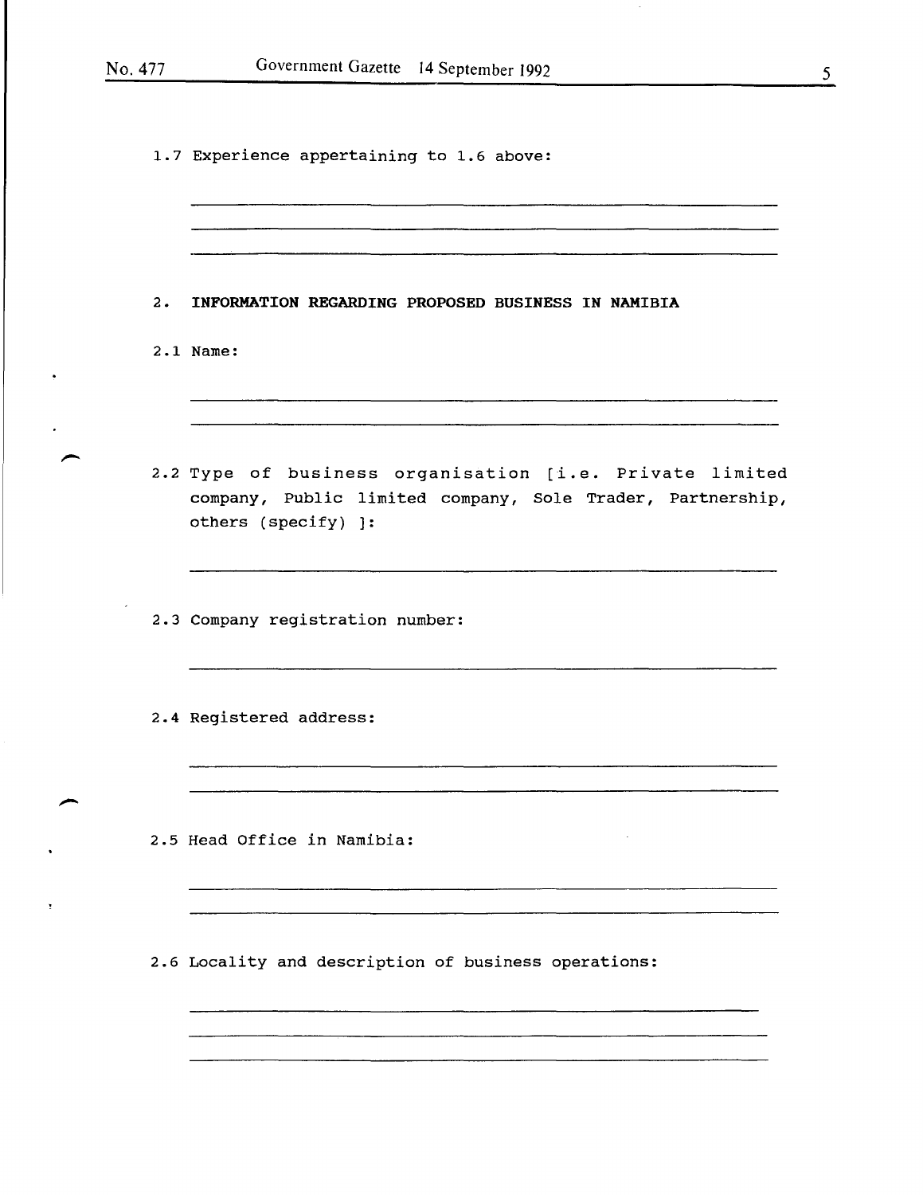1.7 Experience appertaining to 1.6 above:

\_\_\_\_\_\_\_\_\_\_\_\_\_\_\_\_\_\_\_\_\_\_\_\_\_\_\_\_\_\_\_\_\_\_\_\_\_\_\_\_\_\_\_\_\_\_\_\_\_\_\_\_\_\_\_\_\_\_\_\_

\_\_\_\_\_\_\_\_\_\_\_\_\_\_\_\_\_\_\_\_\_\_\_\_\_\_\_\_\_\_\_\_\_\_\_\_\_\_\_\_\_\_\_\_\_\_\_\_\_\_\_\_\_\_\_\_\_\_\_\_

\_\_\_\_\_\_\_\_\_\_\_\_\_\_\_\_\_\_\_\_\_\_\_\_\_\_\_\_\_\_\_\_\_\_\_\_\_\_\_\_\_\_\_\_\_\_\_\_\_\_\_\_\_\_\_\_\_\_\_\_

## 2. INFORMATION REGARDING PROPOSED BUSINESS IN NAMIBIA

2.1 Name:

\_\_\_\_\_\_\_\_\_\_\_\_\_\_\_\_\_\_\_\_\_\_\_\_\_\_\_\_\_\_\_\_\_\_\_\_\_\_\_\_\_\_\_\_\_\_\_\_\_\_\_\_\_\_\_\_\_\_\_\_

\_\_\_\_\_\_\_\_\_\_\_\_\_\_\_\_\_\_\_\_\_\_\_\_\_\_\_\_\_\_\_\_\_\_\_\_\_\_\_\_\_\_\_\_\_\_\_\_\_\_\_\_\_\_\_\_\_\_\_\_

2.2 Type of business organisation [i.e. Private limited company, Public limited company, Sole Trader, Partnership, others (specify) ]:

\_\_\_\_\_\_\_\_\_\_\_\_\_\_\_\_\_\_\_\_\_\_\_\_\_\_\_\_\_\_\_\_\_\_\_\_\_\_\_\_\_\_\_\_\_\_\_\_\_\_\_\_\_\_\_\_\_\_\_\_

2.3 Company registration number:

\_\_\_\_\_\_\_\_\_\_\_\_\_\_\_\_\_\_\_\_\_\_\_\_\_\_\_\_\_\_\_\_\_\_\_\_\_\_\_\_\_\_\_\_\_\_\_\_\_\_\_\_\_\_\_\_\_\_\_\_

2.4 Registered address:

\_\_\_\_\_\_\_\_\_\_\_\_\_\_\_\_\_\_\_\_\_\_\_\_\_\_\_\_\_\_\_\_\_\_\_\_\_\_\_\_\_\_\_\_\_\_\_\_\_\_\_\_\_\_\_\_\_\_\_\_

\_\_\_\_\_\_\_\_\_\_\_\_\_\_\_\_\_\_\_\_\_\_\_\_\_\_\_\_\_\_\_\_\_\_\_\_\_\_\_\_\_\_\_\_\_\_\_\_\_\_\_\_\_\_\_\_\_\_\_\_

2.5 Head Office in Namibia:

\_\_\_\_\_\_\_\_\_\_\_\_\_\_\_\_\_\_\_\_\_\_\_\_\_\_\_\_\_\_\_\_\_\_\_\_\_\_\_\_\_\_\_\_\_\_\_\_\_\_\_\_\_\_\_\_\_\_\_\_

\_\_\_\_\_\_\_\_\_\_\_\_\_\_\_\_\_\_\_\_\_\_\_\_\_\_\_\_\_\_\_\_\_\_\_\_\_\_\_\_\_\_\_\_\_\_\_\_\_\_\_\_\_\_\_\_\_\_\_\_

2.6 Locality and description of business operations:

\_\_\_\_\_\_\_\_\_\_\_\_\_\_\_\_\_\_\_\_\_\_\_\_\_\_\_\_\_\_\_\_\_\_\_\_\_\_\_\_\_\_\_\_\_\_\_\_\_\_\_\_\_\_\_\_\_\_\_\_

\_\_\_\_\_\_\_\_\_\_\_\_\_\_\_\_\_\_\_\_\_\_\_\_\_\_\_\_\_\_\_\_\_\_\_\_\_\_\_\_\_\_\_\_\_\_\_\_\_\_\_\_\_\_\_\_\_\_\_\_

\_\_\_\_\_\_\_\_\_\_\_\_\_\_\_\_\_\_\_\_\_\_\_\_\_\_\_\_\_\_\_\_\_\_\_\_\_\_\_\_\_\_\_\_\_\_\_\_\_\_\_\_\_\_\_\_\_\_\_\_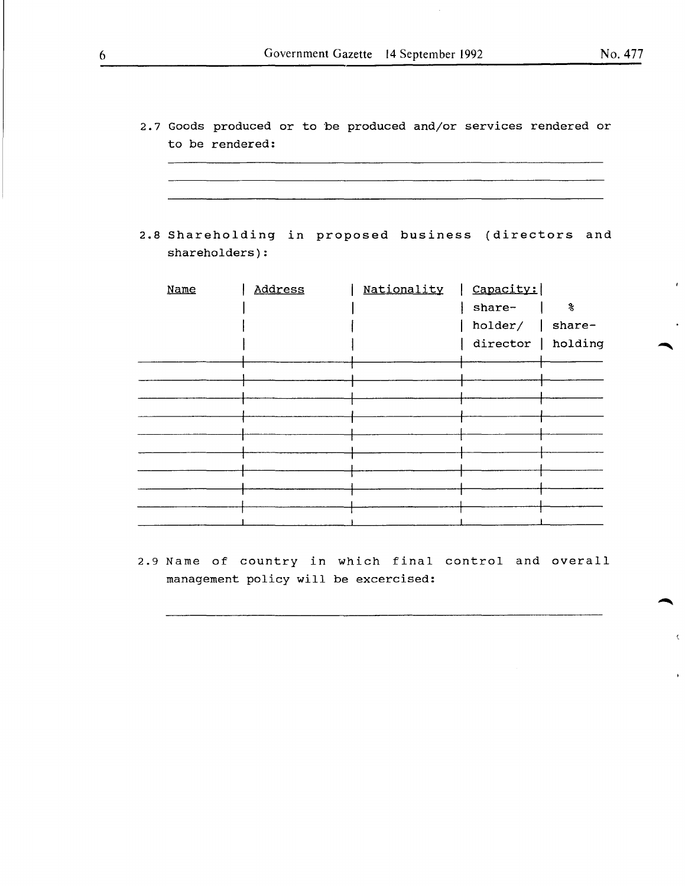2.7 Goods produced or to be produced and/or services rendered or to be rendered:

\_\_\_\_\_\_\_\_\_\_\_\_\_\_\_\_\_\_\_\_\_\_\_\_\_\_\_\_\_\_\_\_\_\_\_\_\_\_\_\_\_\_\_\_\_\_\_\_\_\_\_\_

\_\_\_\_\_\_\_\_\_\_\_\_\_\_\_\_\_\_\_\_\_\_\_\_\_\_\_\_\_\_\_\_\_\_\_\_\_\_\_\_\_\_\_\_\_\_\_\_\_\_\_\_

\_\_\_\_\_\_\_\_\_\_\_\_\_\_\_\_\_\_\_\_\_\_\_\_\_\_\_\_\_\_\_\_\_\_\_\_\_\_\_\_\_\_\_\_\_\_\_\_\_\_\_\_

2.8 Shareholding in proposed business (directors and shareholders):

| Name | Address | Nationality | Capacity: shareholder/ director | % shareholding |
|---|---|---|---|---|
| | | | | |
| | | | | |
| | | | | |
| | | | | |
| | | | | |
| | | | | |
| | | | | |
| | | | | |
| | | | | |

2.9 Name of country in which final control and overall management policy will be excercised:

\_\_\_\_\_\_\_\_\_\_\_\_\_\_\_\_\_\_\_\_\_\_\_\_\_\_\_\_\_\_\_\_\_\_\_\_\_\_\_\_\_\_\_\_\_\_\_\_\_\_\_\_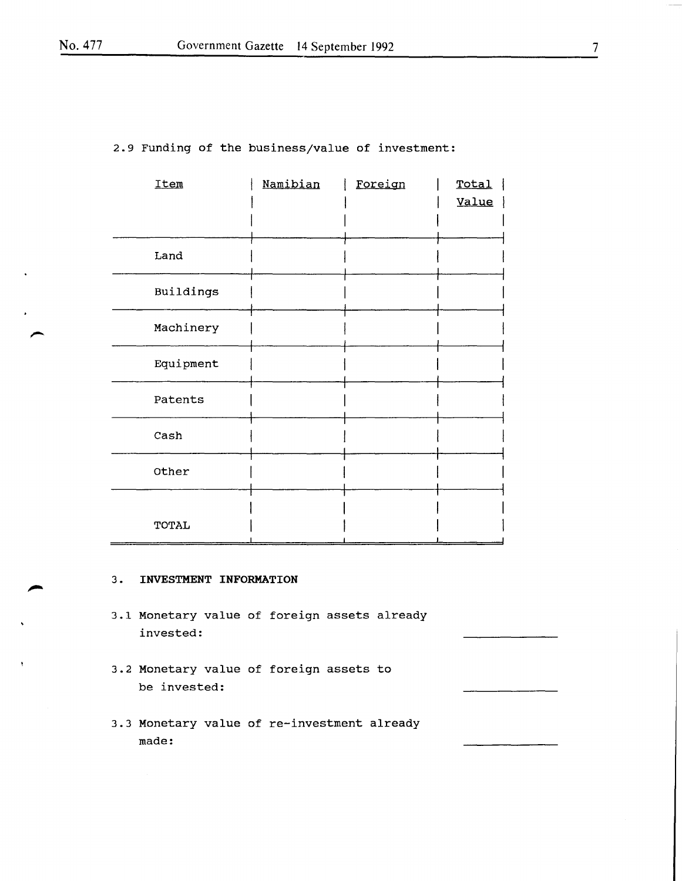2.9 Funding of the business/value of investment:

| Item | Namibian | Foreign | Total Value |
|---|---|---|---|
| Land | | | |
| Buildings | | | |
| Machinery | | | |
| Equipment | | | |
| Patents | | | |
| Cash | | | |
| Other | | | |
| TOTAL | | | |

3. **INVESTMENT INFORMATION**

3.1 Monetary value of foreign assets already invested: ______________

3.2 Monetary value of foreign assets to be invested: ______________

3.3 Monetary value of re-investment already made: ______________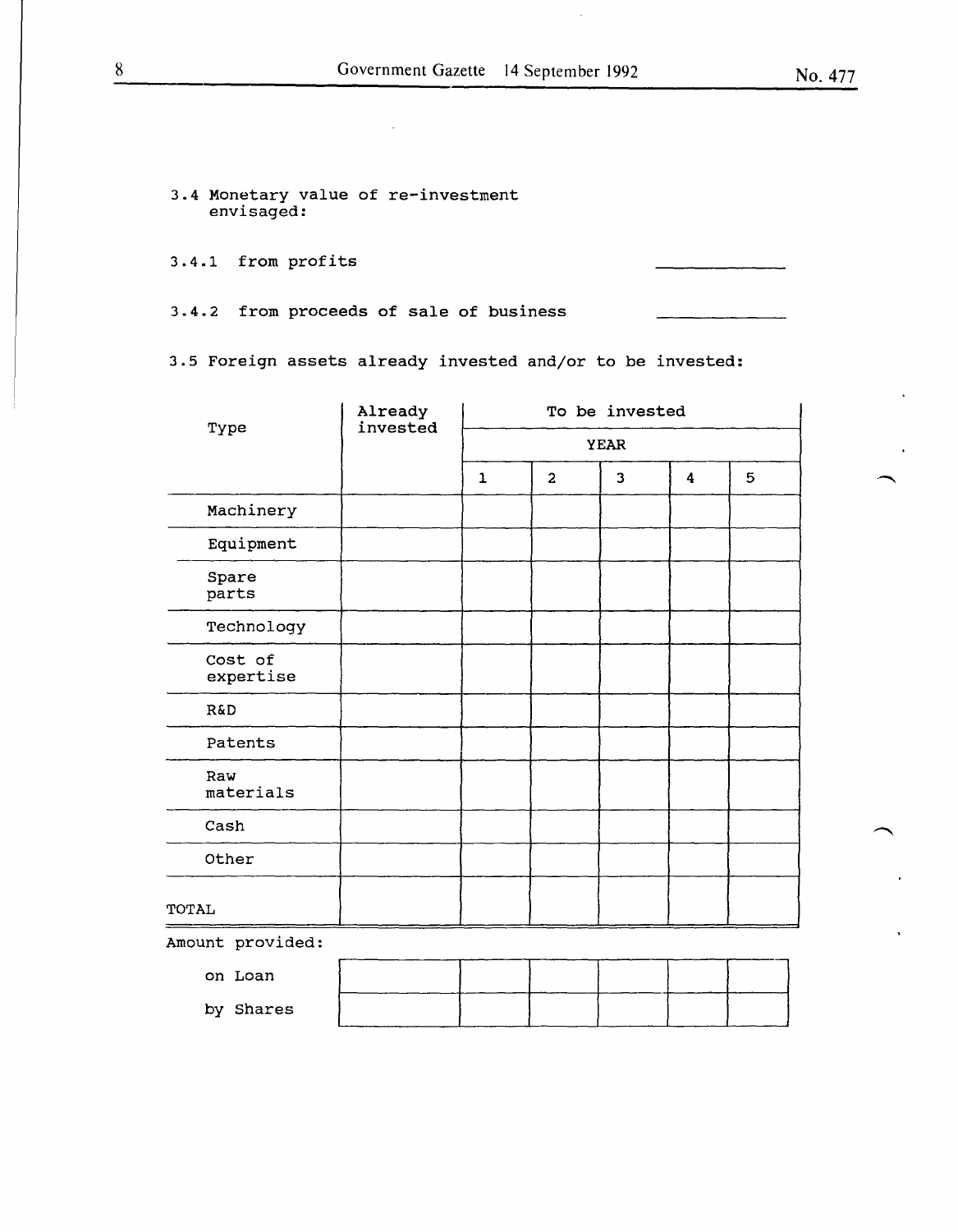3.4 Monetary value of re-investment envisaged:

3.4.1 from profits \_\_\_\_\_\_\_\_\_\_\_\_

3.4.2 from proceeds of sale of business \_\_\_\_\_\_\_\_\_\_\_\_

3.5 Foreign assets already invested and/or to be invested:

| Type | Already invested | To be invested | | | | |
|---|---|---|---|---|---|---|
| | | YEAR | | | | |
| | | 1 | 2 | 3 | 4 | 5 |
| Machinery | | | | | | |
| Equipment | | | | | | |
| Spare parts | | | | | | |
| Technology | | | | | | |
| Cost of expertise | | | | | | |
| R&D | | | | | | |
| Patents | | | | | | |
| Raw materials | | | | | | |
| Cash | | | | | | |
| Other | | | | | | |
| TOTAL | | | | | | |

Amount provided:

| | | | | | | |
|---|---|---|---|---|---|---|
| on Loan | | | | | | |
| by Shares | | | | | | |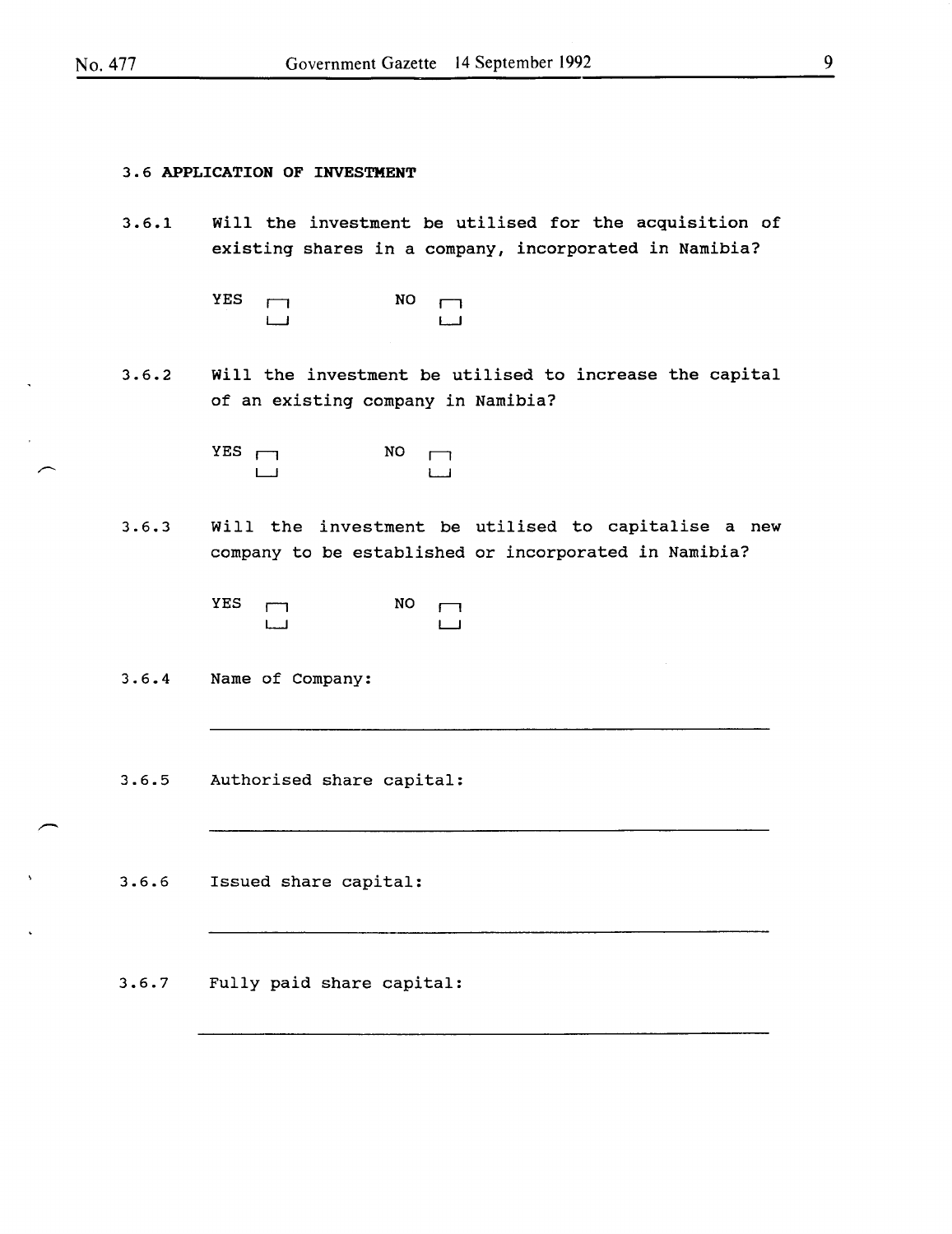## 3.6 APPLICATION OF INVESTMENT

3.6.1 Will the investment be utilised for the acquisition of existing shares in a company, incorporated in Namibia?

YES ☐ NO ☐

3.6.2 Will the investment be utilised to increase the capital of an existing company in Namibia?

YES ☐ NO ☐

3.6.3 Will the investment be utilised to capitalise a new company to be established or incorporated in Namibia?

YES ☐ NO ☐

3.6.4 Name of Company:

_______________________________________________

3.6.5 Authorised share capital:

_______________________________________________

3.6.6 Issued share capital:

_______________________________________________

3.6.7 Fully paid share capital:

_______________________________________________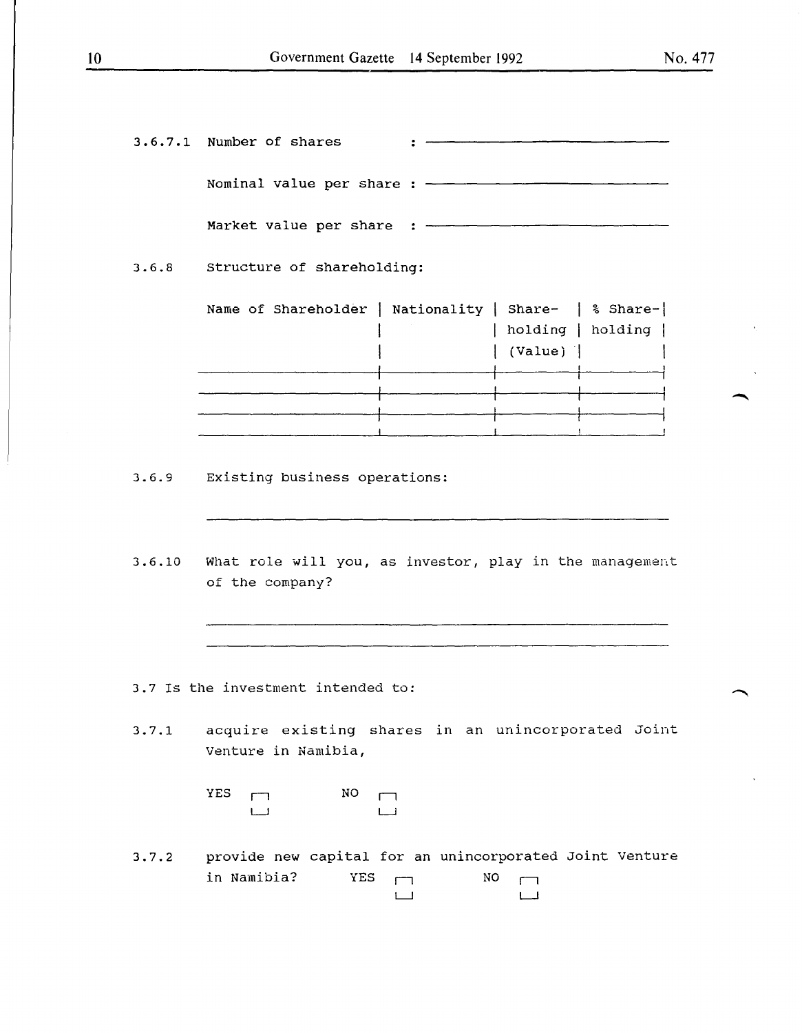3.6.7.1 Number of shares : ______________________

Nominal value per share : ______________________

Market value per share : ______________________

3.6.8 Structure of shareholding:

| Name of Shareholder | Nationality | Shareholding (Value) | % Shareholding |
|---|---|---|---|
| | | | |
| | | | |
| | | | |
| | | | |

3.6.9 Existing business operations:

______________________________________________

3.6.10 What role will you, as investor, play in the management of the company?

______________________________________________

______________________________________________

3.7 Is the investment intended to:

3.7.1 acquire existing shares in an unincorporated Joint Venture in Namibia,

YES ☐ NO ☐

3.7.2 provide new capital for an unincorporated Joint Venture in Namibia? YES ☐ NO ☐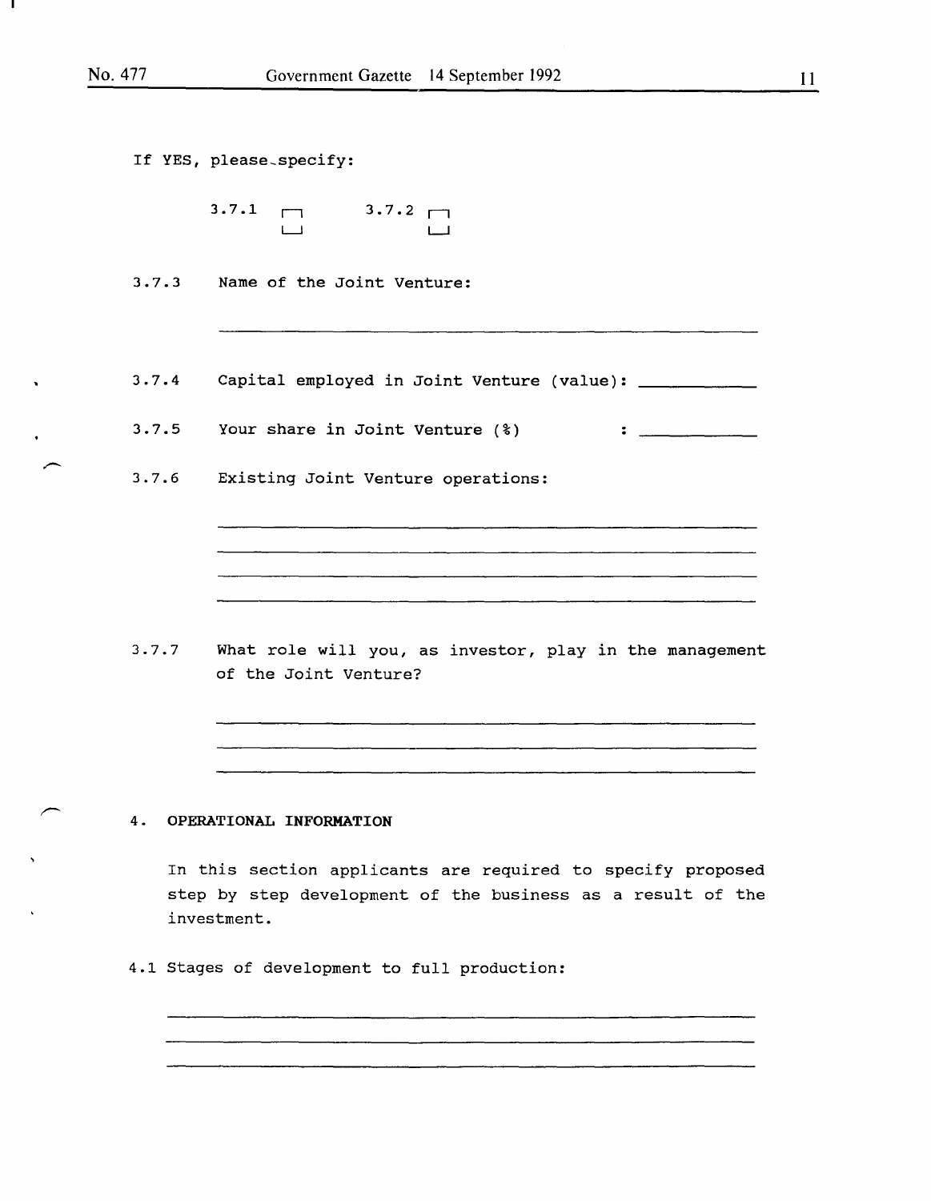If YES, please specify:

3.7.1 ☐ 3.7.2 ☐

3.7.3 Name of the Joint Venture:

______________________________________________

3.7.4 Capital employed in Joint Venture (value): ___________

3.7.5 Your share in Joint Venture (%) : ___________

3.7.6 Existing Joint Venture operations:

______________________________________________

______________________________________________

______________________________________________

______________________________________________

3.7.7 What role will you, as investor, play in the management of the Joint Venture?

______________________________________________

______________________________________________

______________________________________________

## 4. OPERATIONAL INFORMATION

In this section applicants are required to specify proposed step by step development of the business as a result of the investment.

4.1 Stages of development to full production:

______________________________________________

______________________________________________

______________________________________________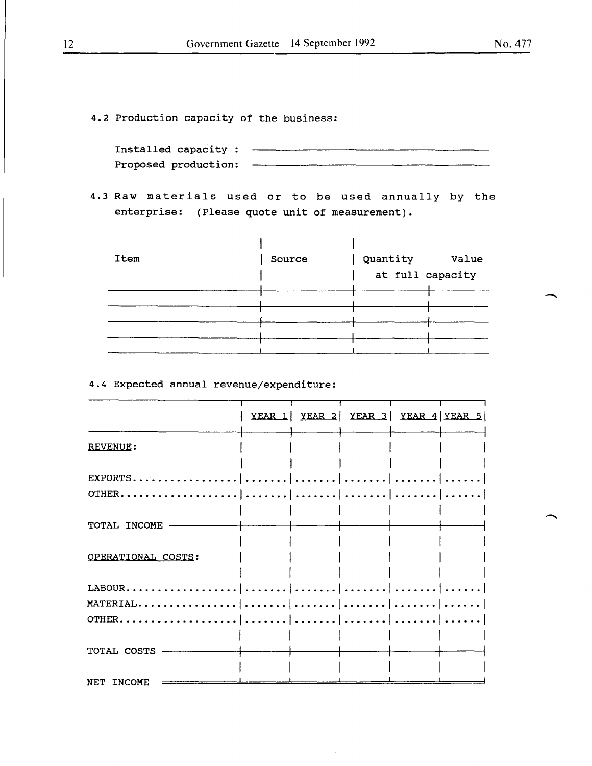4.2 Production capacity of the business:

Installed capacity : ______________________________

Proposed production: ______________________________

4.3 Raw materials used or to be used annually by the enterprise: (Please quote unit of measurement).

| Item | Source | Quantity at full capacity | Value |
|---|---|---|---|
| | | | |
| | | | |
| | | | |
| | | | |
| | | | |

4.4 Expected annual revenue/expenditure:

| | YEAR 1 | YEAR 2 | YEAR 3 | YEAR 4 | YEAR 5 |
|---|---|---|---|---|---|
| REVENUE: | | | | | |
| EXPORTS | ....... | ....... | ....... | ....... | ...... |
| OTHER | ....... | ....... | ....... | ....... | ...... |
| TOTAL INCOME | | | | | |
| OPERATIONAL COSTS: | | | | | |
| LABOUR | ....... | ....... | ....... | ....... | ...... |
| MATERIAL | ....... | ....... | ....... | ....... | ...... |
| OTHER | ....... | ....... | ....... | ....... | ...... |
| TOTAL COSTS | | | | | |
| NET INCOME | | | | | |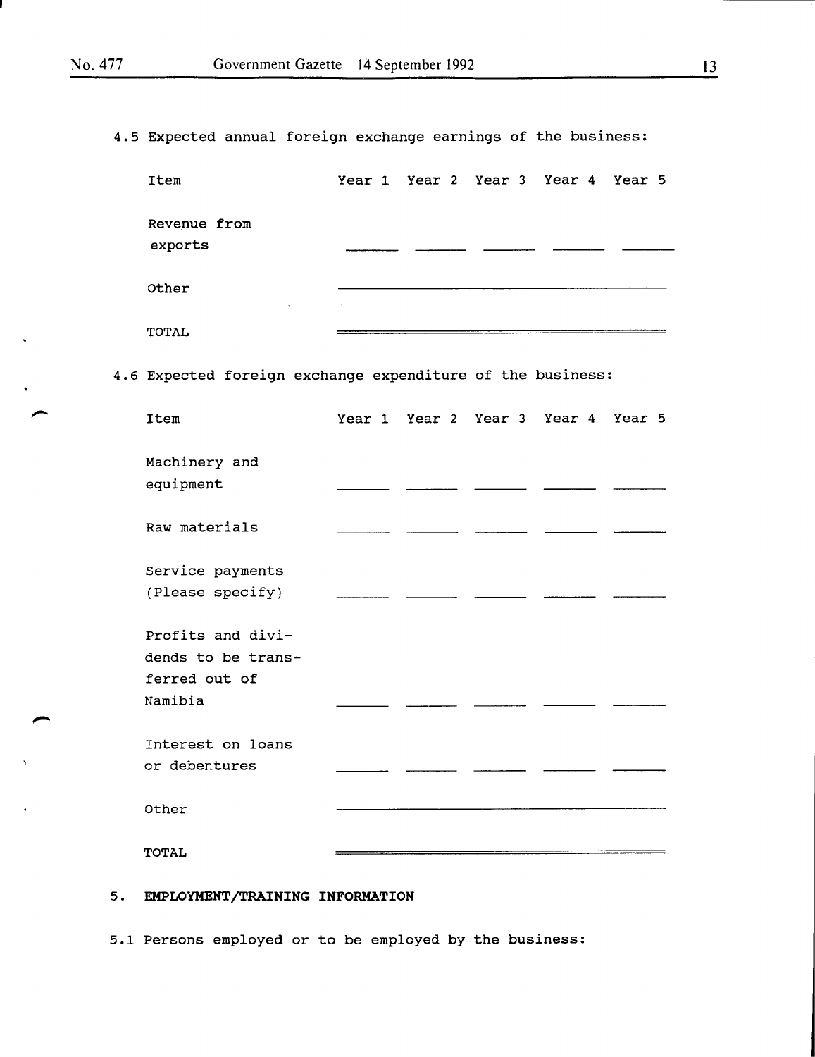4.5 Expected annual foreign exchange earnings of the business:

| Item | Year 1 | Year 2 | Year 3 | Year 4 | Year 5 |
|---|---|---|---|---|---|
| Revenue from exports | ______ | ______ | ______ | ______ | ______ |
| Other | | | | | |
| TOTAL | | | | | |

4.6 Expected foreign exchange expenditure of the business:

| Item | Year 1 | Year 2 | Year 3 | Year 4 | Year 5 |
|---|---|---|---|---|---|
| Machinery and equipment | ______ | ______ | ______ | ______ | ______ |
| Raw materials | ______ | ______ | ______ | ______ | ______ |
| Service payments (Please specify) | ______ | ______ | ______ | ______ | ______ |
| Profits and dividends to be transferred out of Namibia | ______ | ______ | ______ | ______ | ______ |
| Interest on loans or debentures | ______ | ______ | ______ | ______ | ______ |
| Other | | | | | |
| TOTAL | | | | | |

5. **EMPLOYMENT/TRAINING INFORMATION**

5.1 Persons employed or to be employed by the business: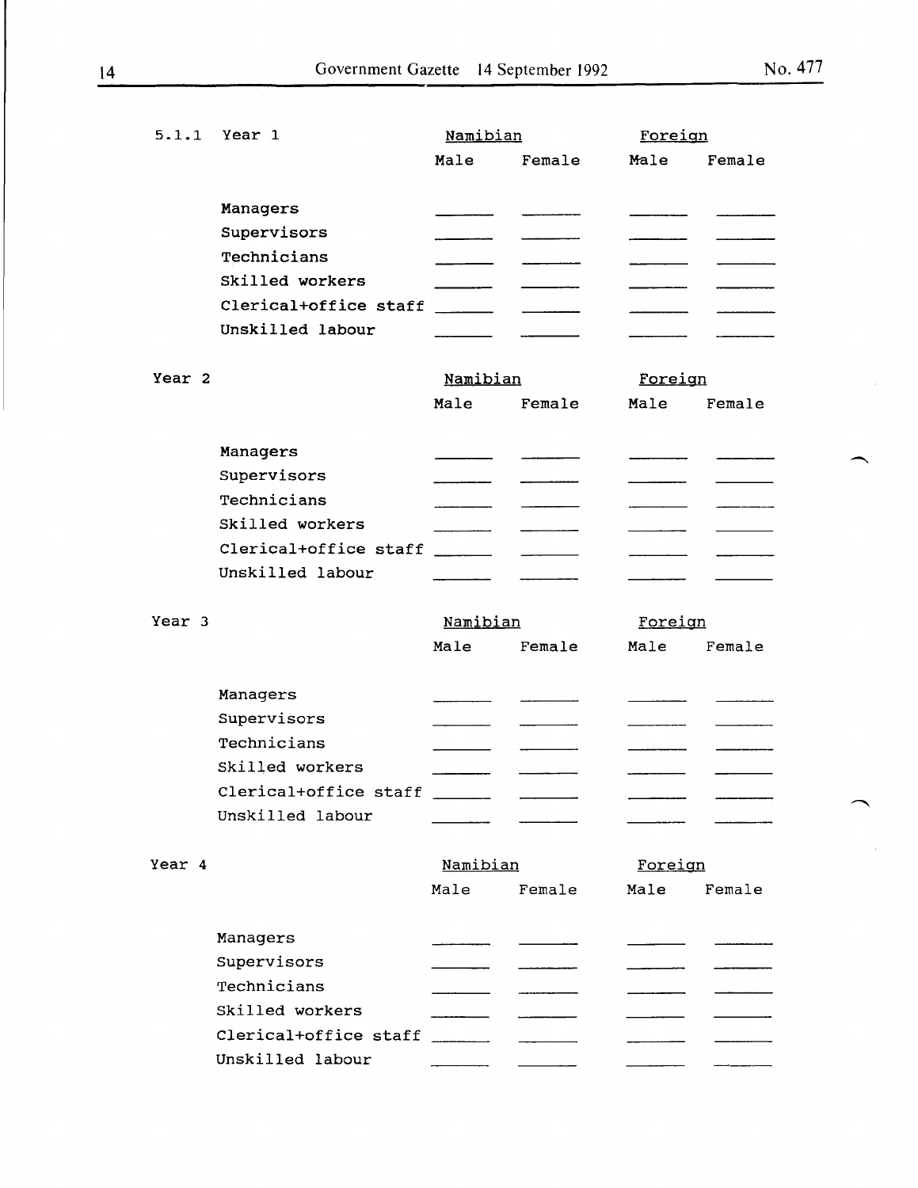5.1.1 Year 1

| | Namibian | | Foreign | |
|---|---|---|---|---|
| | Male | Female | Male | Female |
| Managers | | | | |
| Supervisors | | | | |
| Technicians | | | | |
| Skilled workers | | | | |
| Clerical+office staff | | | | |
| Unskilled labour | | | | |

Year 2

| | Namibian | | Foreign | |
|---|---|---|---|---|
| | Male | Female | Male | Female |
| Managers | | | | |
| Supervisors | | | | |
| Technicians | | | | |
| Skilled workers | | | | |
| Clerical+office staff | | | | |
| Unskilled labour | | | | |

Year 3

| | Namibian | | Foreign | |
|---|---|---|---|---|
| | Male | Female | Male | Female |
| Managers | | | | |
| Supervisors | | | | |
| Technicians | | | | |
| Skilled workers | | | | |
| Clerical+office staff | | | | |
| Unskilled labour | | | | |

Year 4

| | Namibian | | Foreign | |
|---|---|---|---|---|
| | Male | Female | Male | Female |
| Managers | | | | |
| Supervisors | | | | |
| Technicians | | | | |
| Skilled workers | | | | |
| Clerical+office staff | | | | |
| Unskilled labour | | | | |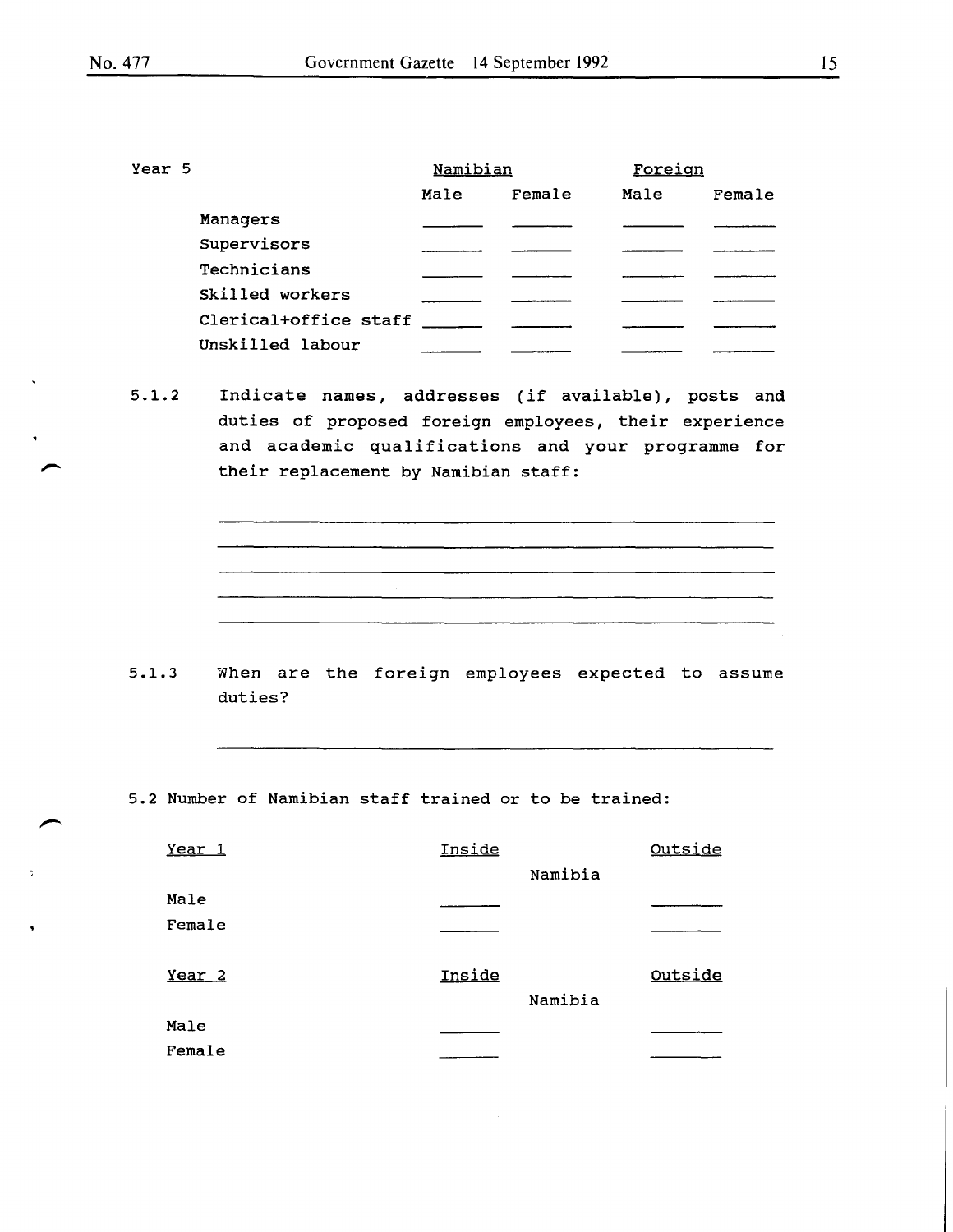Year 5

| | Namibian | | Foreign | |
|---|---|---|---|---|
| | Male | Female | Male | Female |
| Managers | ______ | ______ | ______ | ______ |
| Supervisors | ______ | ______ | ______ | ______ |
| Technicians | ______ | ______ | ______ | ______ |
| Skilled workers | ______ | ______ | ______ | ______ |
| Clerical+office staff | ______ | ______ | ______ | ______ |
| Unskilled labour | ______ | ______ | ______ | ______ |

5.1.2 Indicate names, addresses (if available), posts and duties of proposed foreign employees, their experience and academic qualifications and your programme for their replacement by Namibian staff:

______________________________________________

______________________________________________

______________________________________________

______________________________________________

______________________________________________

5.1.3 When are the foreign employees expected to assume duties?

______________________________________________

5.2 Number of Namibian staff trained or to be trained:

| Year 1 | Inside Namibia | Outside Namibia |
|---|---|---|
| Male | ______ | ______ |
| Female | ______ | ______ |

| Year 2 | Inside Namibia | Outside Namibia |
|---|---|---|
| Male | ______ | ______ |
| Female | ______ | ______ |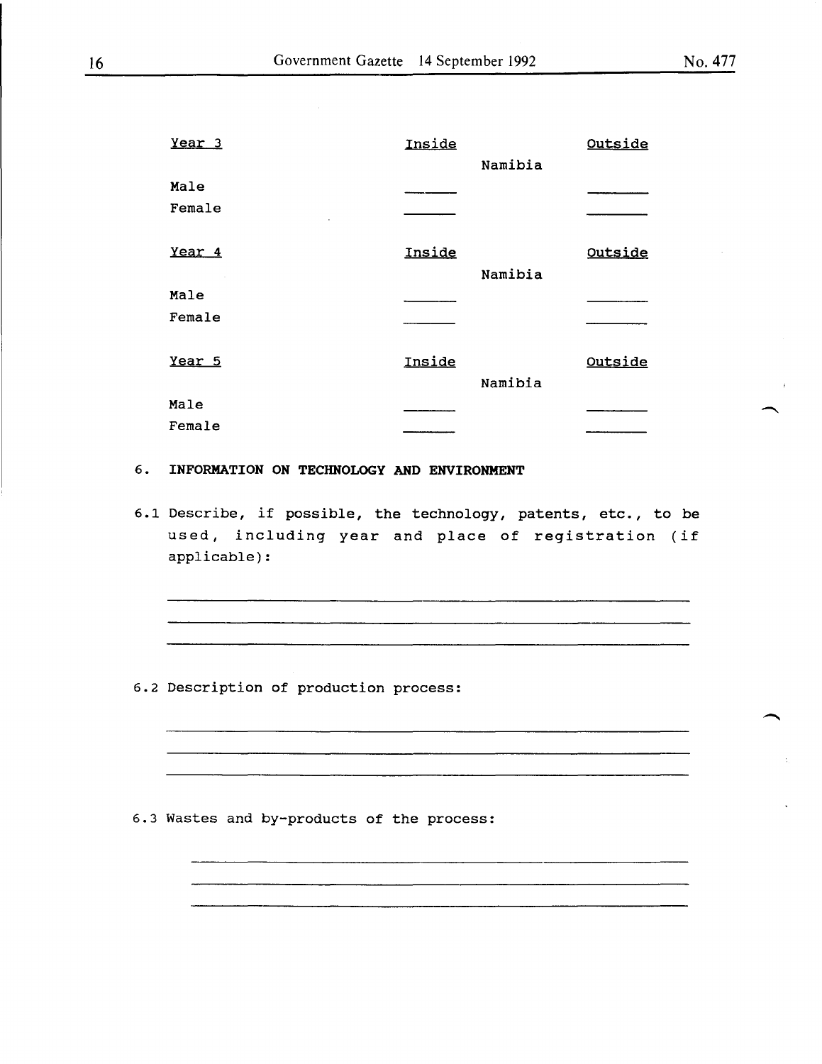| Year 3 | Inside | Namibia | Outside |
|---|---|---|---|
| Male | ______ | | ______ |
| Female | ______ | | ______ |

| Year 4 | Inside | Namibia | Outside |
|---|---|---|---|
| Male | ______ | | ______ |
| Female | ______ | | ______ |

| Year 5 | Inside | Namibia | Outside |
|---|---|---|---|
| Male | ______ | | ______ |
| Female | ______ | | ______ |

## 6. INFORMATION ON TECHNOLOGY AND ENVIRONMENT

6.1 Describe, if possible, the technology, patents, etc., to be used, including year and place of registration (if applicable):

______________________________________________________

______________________________________________________

______________________________________________________

6.2 Description of production process:

______________________________________________________

______________________________________________________

______________________________________________________

6.3 Wastes and by-products of the process:

______________________________________________________

______________________________________________________

______________________________________________________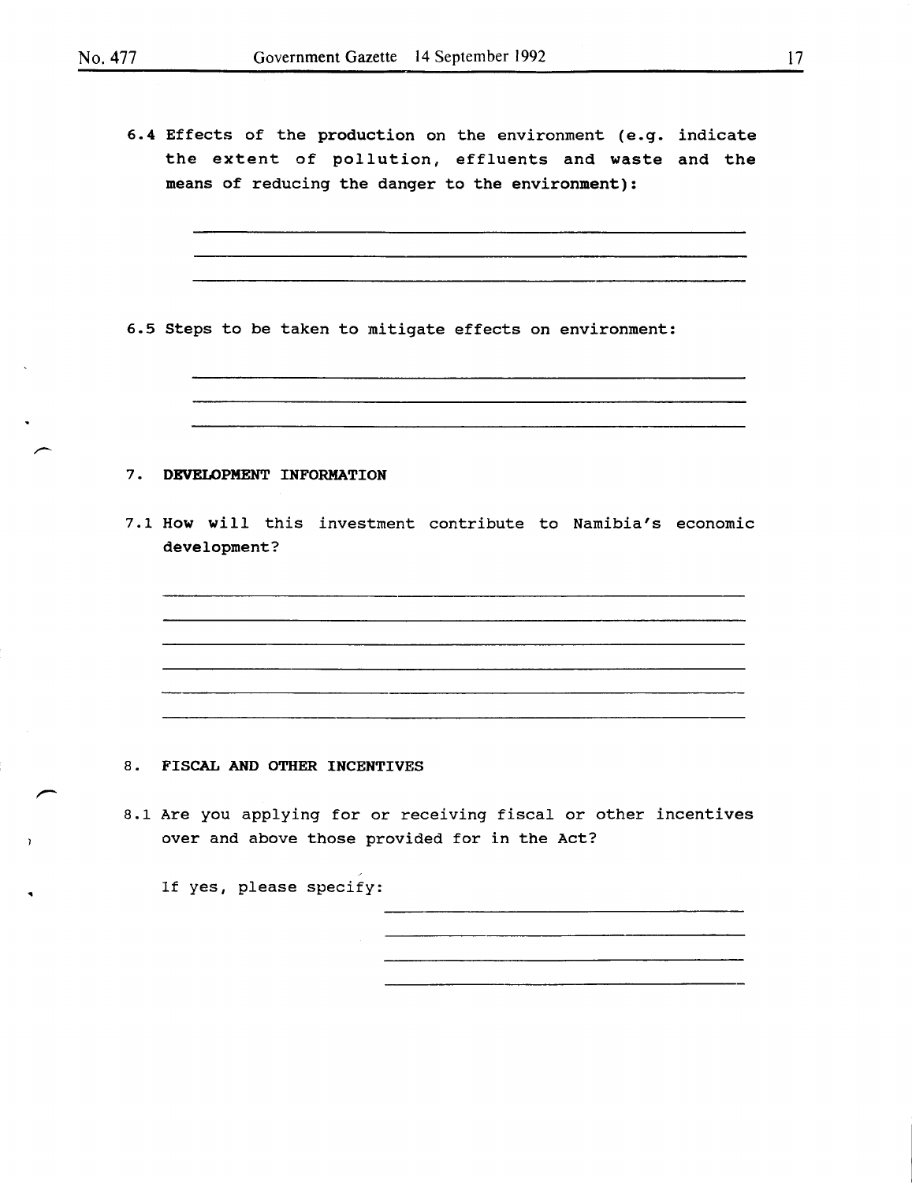6.4 Effects of the **production** on the environment (e.g. indicate the extent of pollution, effluents and waste and the means of reducing the danger to the environment):

\_\_\_\_\_\_\_\_\_\_\_\_\_\_\_\_\_\_\_\_\_\_\_\_\_\_\_\_\_\_\_\_\_\_\_\_\_\_\_\_\_\_\_\_\_\_\_\_\_\_\_\_\_\_\_\_

\_\_\_\_\_\_\_\_\_\_\_\_\_\_\_\_\_\_\_\_\_\_\_\_\_\_\_\_\_\_\_\_\_\_\_\_\_\_\_\_\_\_\_\_\_\_\_\_\_\_\_\_\_\_\_\_

\_\_\_\_\_\_\_\_\_\_\_\_\_\_\_\_\_\_\_\_\_\_\_\_\_\_\_\_\_\_\_\_\_\_\_\_\_\_\_\_\_\_\_\_\_\_\_\_\_\_\_\_\_\_\_\_

6.5 Steps to be taken to mitigate effects on environment:

\_\_\_\_\_\_\_\_\_\_\_\_\_\_\_\_\_\_\_\_\_\_\_\_\_\_\_\_\_\_\_\_\_\_\_\_\_\_\_\_\_\_\_\_\_\_\_\_\_\_\_\_\_\_\_\_

\_\_\_\_\_\_\_\_\_\_\_\_\_\_\_\_\_\_\_\_\_\_\_\_\_\_\_\_\_\_\_\_\_\_\_\_\_\_\_\_\_\_\_\_\_\_\_\_\_\_\_\_\_\_\_\_

\_\_\_\_\_\_\_\_\_\_\_\_\_\_\_\_\_\_\_\_\_\_\_\_\_\_\_\_\_\_\_\_\_\_\_\_\_\_\_\_\_\_\_\_\_\_\_\_\_\_\_\_\_\_\_\_

## 7. DEVELOPMENT INFORMATION

7.1 How will this investment contribute to Namibia's economic development?

\_\_\_\_\_\_\_\_\_\_\_\_\_\_\_\_\_\_\_\_\_\_\_\_\_\_\_\_\_\_\_\_\_\_\_\_\_\_\_\_\_\_\_\_\_\_\_\_\_\_\_\_\_\_\_\_

\_\_\_\_\_\_\_\_\_\_\_\_\_\_\_\_\_\_\_\_\_\_\_\_\_\_\_\_\_\_\_\_\_\_\_\_\_\_\_\_\_\_\_\_\_\_\_\_\_\_\_\_\_\_\_\_

\_\_\_\_\_\_\_\_\_\_\_\_\_\_\_\_\_\_\_\_\_\_\_\_\_\_\_\_\_\_\_\_\_\_\_\_\_\_\_\_\_\_\_\_\_\_\_\_\_\_\_\_\_\_\_\_

\_\_\_\_\_\_\_\_\_\_\_\_\_\_\_\_\_\_\_\_\_\_\_\_\_\_\_\_\_\_\_\_\_\_\_\_\_\_\_\_\_\_\_\_\_\_\_\_\_\_\_\_\_\_\_\_

\_\_\_\_\_\_\_\_\_\_\_\_\_\_\_\_\_\_\_\_\_\_\_\_\_\_\_\_\_\_\_\_\_\_\_\_\_\_\_\_\_\_\_\_\_\_\_\_\_\_\_\_\_\_\_\_

\_\_\_\_\_\_\_\_\_\_\_\_\_\_\_\_\_\_\_\_\_\_\_\_\_\_\_\_\_\_\_\_\_\_\_\_\_\_\_\_\_\_\_\_\_\_\_\_\_\_\_\_\_\_\_\_

## 8. FISCAL AND OTHER INCENTIVES

8.1 Are you applying for or receiving fiscal or other incentives over and above those provided for in the Act?

If yes, please specify: \_\_\_\_\_\_\_\_\_\_\_\_\_\_\_\_\_\_\_\_\_\_\_\_\_\_\_\_\_\_\_\_\_\_\_\_\_\_

\_\_\_\_\_\_\_\_\_\_\_\_\_\_\_\_\_\_\_\_\_\_\_\_\_\_\_\_\_\_\_\_\_\_\_\_\_\_

\_\_\_\_\_\_\_\_\_\_\_\_\_\_\_\_\_\_\_\_\_\_\_\_\_\_\_\_\_\_\_\_\_\_\_\_\_\_

\_\_\_\_\_\_\_\_\_\_\_\_\_\_\_\_\_\_\_\_\_\_\_\_\_\_\_\_\_\_\_\_\_\_\_\_\_\_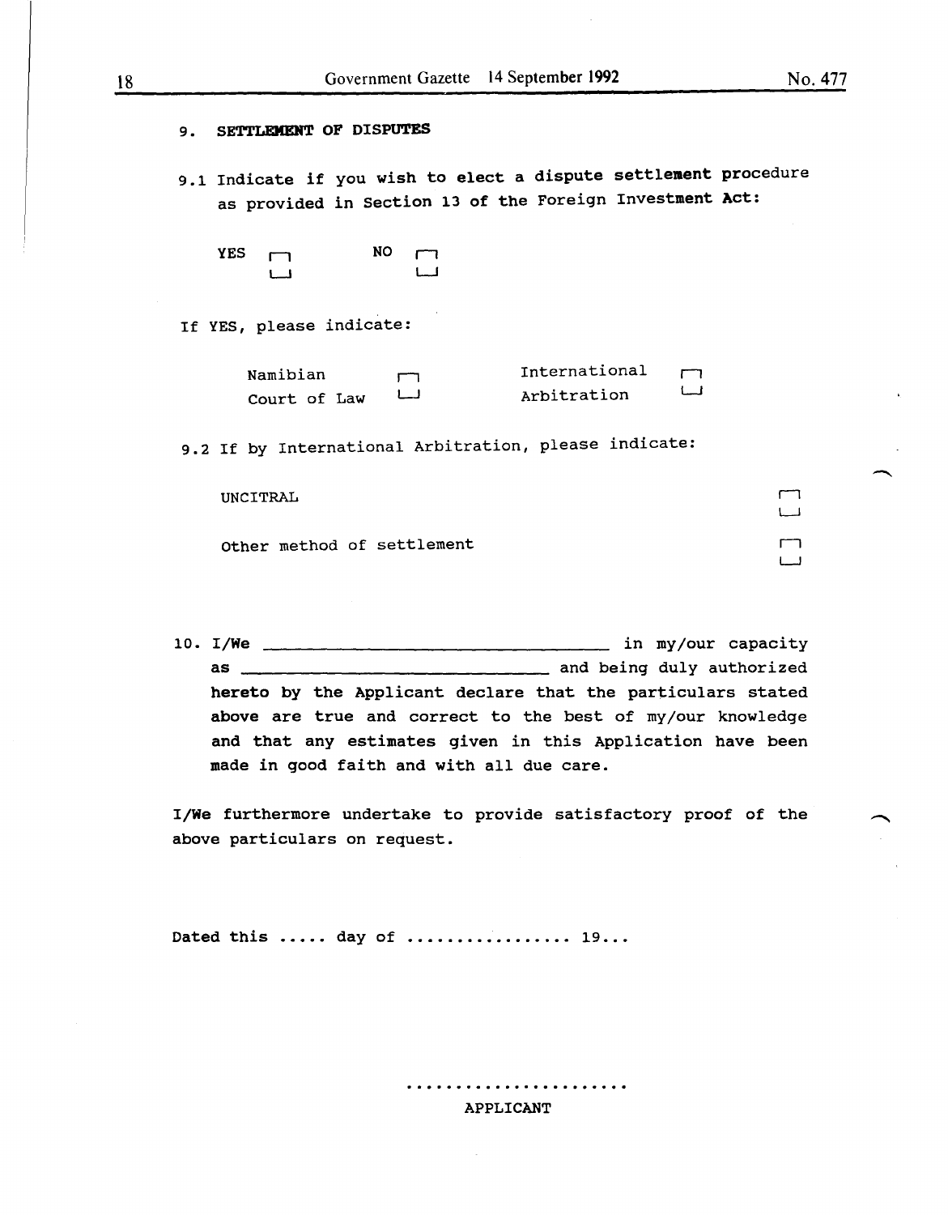## 9. SETTLEMENT OF DISPUTES

9.1 Indicate if you wish to elect a dispute settlement procedure as provided in Section 13 of the Foreign Investment Act:

YES ☐ NO ☐

If YES, please indicate:

Namibian Court of Law ☐ International Arbitration ☐

9.2 If by International Arbitration, please indicate:

UNCITRAL ☐

Other method of settlement ☐

10. I/We ___________________________ in my/our capacity as ___________________________ and being duly authorized hereto by the Applicant declare that the particulars stated above are true and correct to the best of my/our knowledge and that any estimates given in this Application have been made in good faith and with all due care.

I/We furthermore undertake to provide satisfactory proof of the above particulars on request.

Dated this ..... day of ................ 19...

......................

APPLICANT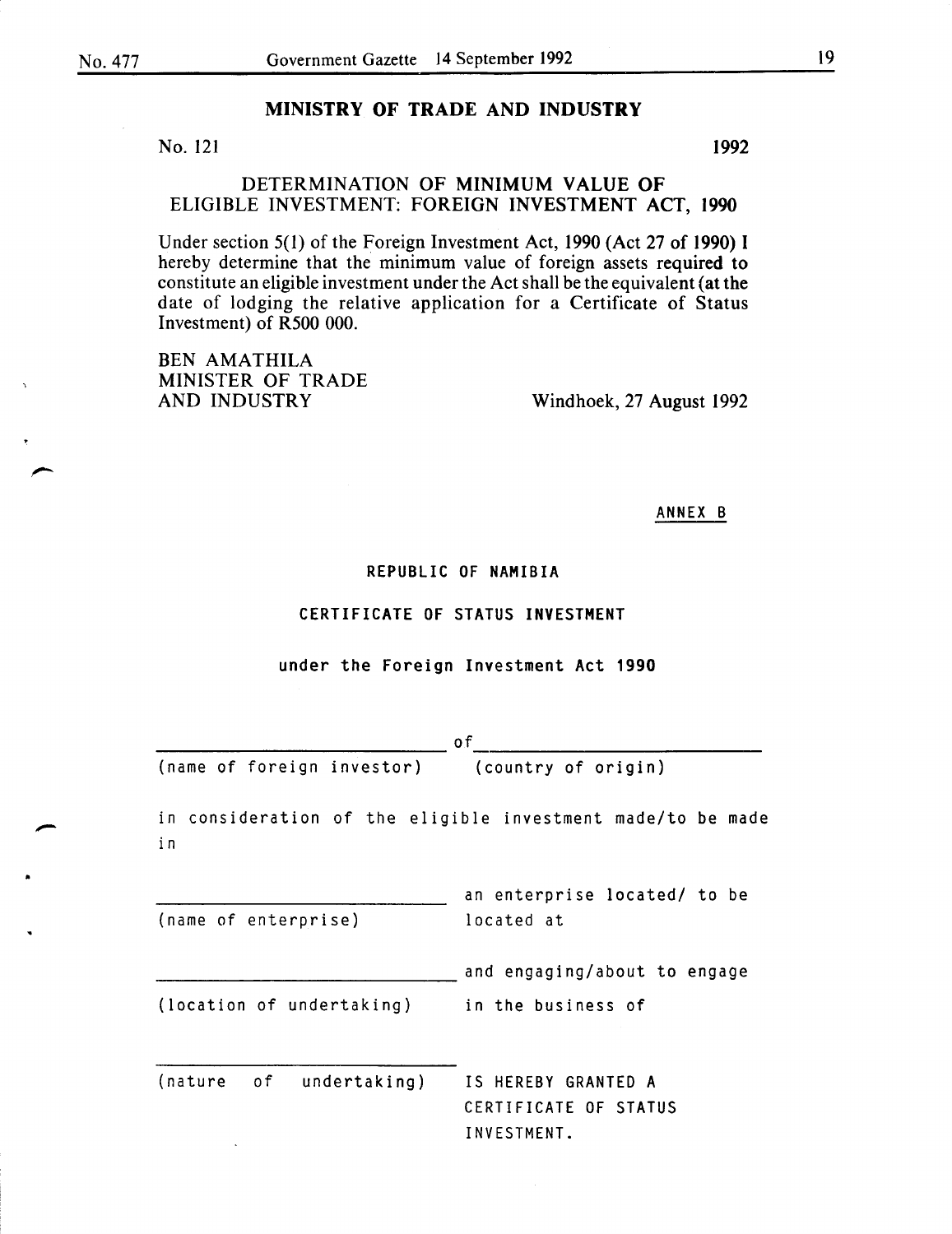## MINISTRY OF TRADE AND INDUSTRY

No. 121 1992

### DETERMINATION OF MINIMUM VALUE OF ELIGIBLE INVESTMENT: FOREIGN INVESTMENT ACT, 1990

Under section 5(1) of the Foreign Investment Act, 1990 (Act 27 of 1990) I hereby determine that the minimum value of foreign assets required to constitute an eligible investment under the Act shall be the equivalent (at the date of lodging the relative application for a Certificate of Status Investment) of R500 000.

BEN AMATHILA
MINISTER OF TRADE
AND INDUSTRY

Windhoek, 27 August 1992

ANNEX B

REPUBLIC OF NAMIBIA

CERTIFICATE OF STATUS INVESTMENT

under the Foreign Investment Act 1990

______________________________ of ______________________________

(name of foreign investor) (country of origin)

in consideration of the eligible investment made/to be made in

______________________________ an enterprise located/ to be

(name of enterprise) located at

______________________________ and engaging/about to engage

(location of undertaking) in the business of

______________________________

(nature of undertaking) IS HEREBY GRANTED A CERTIFICATE OF STATUS INVESTMENT.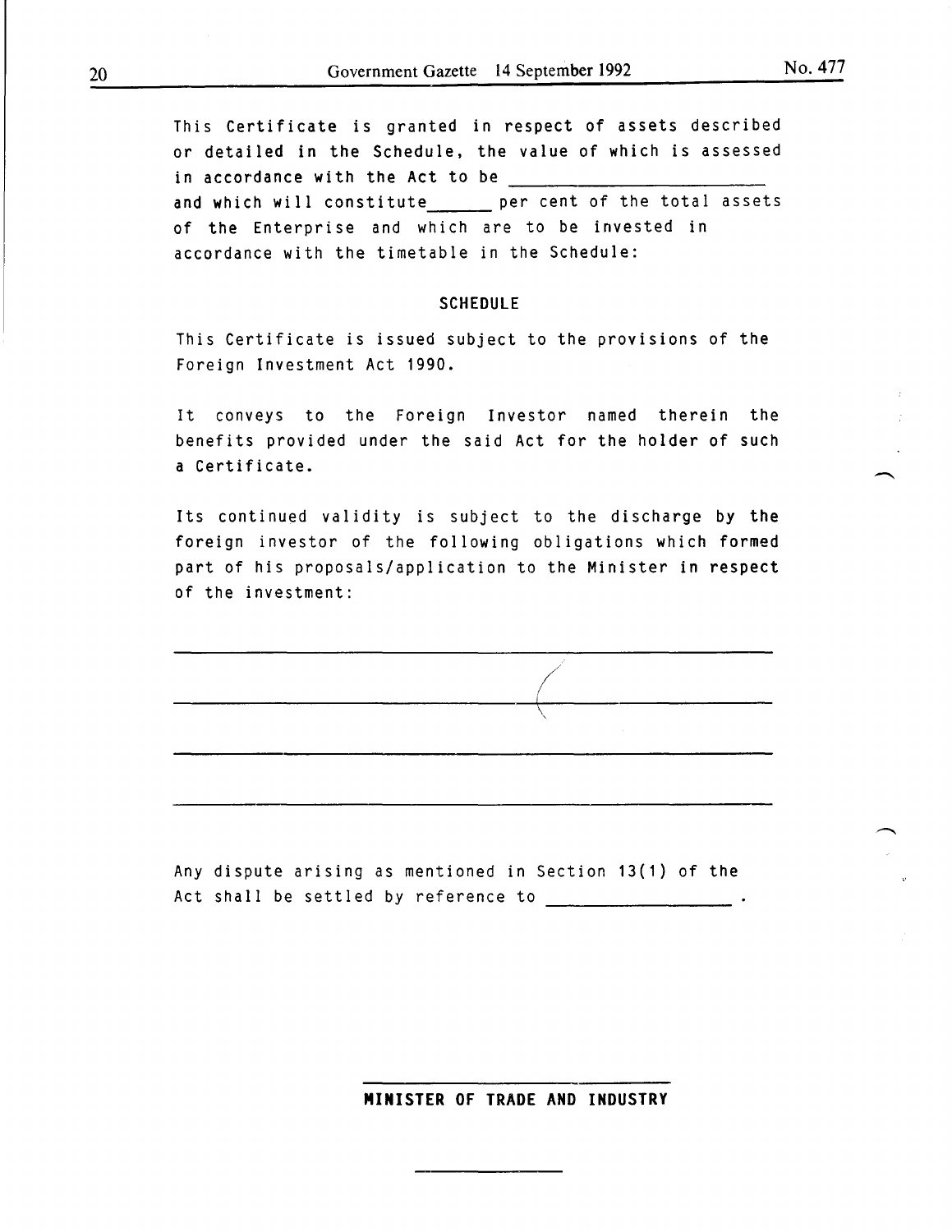This Certificate is granted in respect of assets described or detailed in the Schedule, the value of which is assessed in accordance with the Act to be ________________________ and which will constitute______ per cent of the total assets of the Enterprise and which are to be invested in accordance with the timetable in the Schedule:

## SCHEDULE

This Certificate is issued subject to the provisions of the Foreign Investment Act 1990.

It conveys to the Foreign Investor named therein the benefits provided under the said Act for the holder of such a Certificate.

Its continued validity is subject to the discharge by the foreign investor of the following obligations which formed part of his proposals/application to the Minister in respect of the investment:

______________________________________________________________

______________________________________________________________

______________________________________________________________

______________________________________________________________

Any dispute arising as mentioned in Section 13(1) of the Act shall be settled by reference to __________________ .

______________________________

**MINISTER OF TRADE AND INDUSTRY**